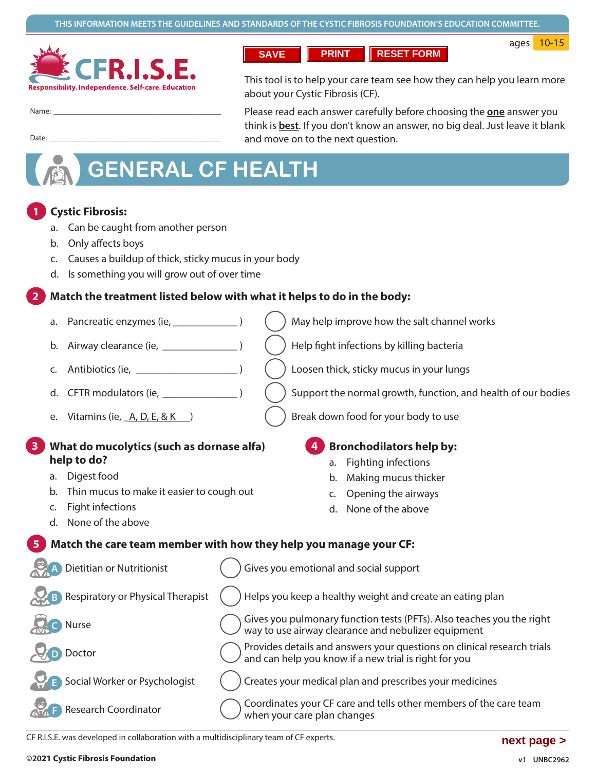THIS INFORMATION MEETS THE GUIDELINES AND STANDARDS OF THE CYSTIC FIBROSIS FOUNDATION'S EDUCATION COMMITTEE.

**CFR.I.S.E.**
Responsibility. Independence. Self-care. Education

SAVE PRINT RESET FORM

ages 10-15

Name: ______________________________

Date: ______________________________

This tool is to help your care team see how they can help you learn more about your Cystic Fibrosis (CF).

Please read each answer carefully before choosing the **one** answer you think is **best**. If you don't know an answer, no big deal. Just leave it blank and move on to the next question.

# GENERAL CF HEALTH

**1 Cystic Fibrosis:**

a. Can be caught from another person
b. Only affects boys
c. Causes a buildup of thick, sticky mucus in your body
d. Is something you will grow out of over time

**2 Match the treatment listed below with what it helps to do in the body:**

| Treatment | | Purpose |
|---|---|---|
| a. Pancreatic enzymes (ie, ____________ ) | ◯ | May help improve how the salt channel works |
| b. Airway clearance (ie, ______________ ) | ◯ | Help fight infections by killing bacteria |
| c. Antibiotics (ie, ___________________ ) | ◯ | Loosen thick, sticky mucus in your lungs |
| d. CFTR modulators (ie, ______________ ) | ◯ | Support the normal growth, function, and health of our bodies |
| e. Vitamins (ie, A, D, E, & K ) | ◯ | Break down food for your body to use |

**3 What do mucolytics (such as dornase alfa) help to do?**

a. Digest food
b. Thin mucus to make it easier to cough out
c. Fight infections
d. None of the above

**4 Bronchodilators help by:**

a. Fighting infections
b. Making mucus thicker
c. Opening the airways
d. None of the above

**5 Match the care team member with how they help you manage your CF:**

| Care team member | | How they help |
|---|---|---|
| A Dietitian or Nutritionist | ◯ | Gives you emotional and social support |
| B Respiratory or Physical Therapist | ◯ | Helps you keep a healthy weight and create an eating plan |
| C Nurse | ◯ | Gives you pulmonary function tests (PFTs). Also teaches you the right way to use airway clearance and nebulizer equipment |
| D Doctor | ◯ | Provides details and answers your questions on clinical research trials and can help you know if a new trial is right for you |
| E Social Worker or Psychologist | ◯ | Creates your medical plan and prescribes your medicines |
| F Research Coordinator | ◯ | Coordinates your CF care and tells other members of the care team when your care plan changes |

CF R.I.S.E. was developed in collaboration with a multidisciplinary team of CF experts.

next page >

©2021 Cystic Fibrosis Foundation

v1 UNBC2962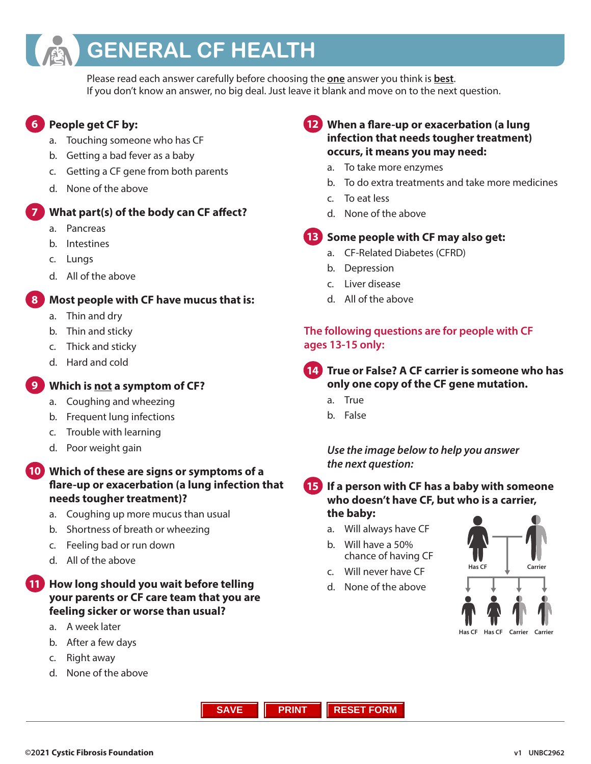# GENERAL CF HEALTH

Please read each answer carefully before choosing the **one** answer you think is **best**.
If you don't know an answer, no big deal. Just leave it blank and move on to the next question.

**6 People get CF by:**

a. Touching someone who has CF
b. Getting a bad fever as a baby
c. Getting a CF gene from both parents
d. None of the above

**7 What part(s) of the body can CF affect?**

a. Pancreas
b. Intestines
c. Lungs
d. All of the above

**8 Most people with CF have mucus that is:**

a. Thin and dry
b. Thin and sticky
c. Thick and sticky
d. Hard and cold

**9 Which is not a symptom of CF?**

a. Coughing and wheezing
b. Frequent lung infections
c. Trouble with learning
d. Poor weight gain

**10 Which of these are signs or symptoms of a flare-up or exacerbation (a lung infection that needs tougher treatment)?**

a. Coughing up more mucus than usual
b. Shortness of breath or wheezing
c. Feeling bad or run down
d. All of the above

**11 How long should you wait before telling your parents or CF care team that you are feeling sicker or worse than usual?**

a. A week later
b. After a few days
c. Right away
d. None of the above

**12 When a flare-up or exacerbation (a lung infection that needs tougher treatment) occurs, it means you may need:**

a. To take more enzymes
b. To do extra treatments and take more medicines
c. To eat less
d. None of the above

**13 Some people with CF may also get:**

a. CF-Related Diabetes (CFRD)
b. Depression
c. Liver disease
d. All of the above

**The following questions are for people with CF ages 13-15 only:**

**14 True or False? A CF carrier is someone who has only one copy of the CF gene mutation.**

a. True
b. False

*Use the image below to help you answer the next question:*

**15 If a person with CF has a baby with someone who doesn't have CF, but who is a carrier, the baby:**

a. Will always have CF
b. Will have a 50% chance of having CF
c. Will never have CF
d. None of the above

Has CF
Carrier
Has CF
Has CF
Carrier
Carrier

SAVE PRINT RESET FORM

©2021 Cystic Fibrosis Foundation

v1 UNBC2962